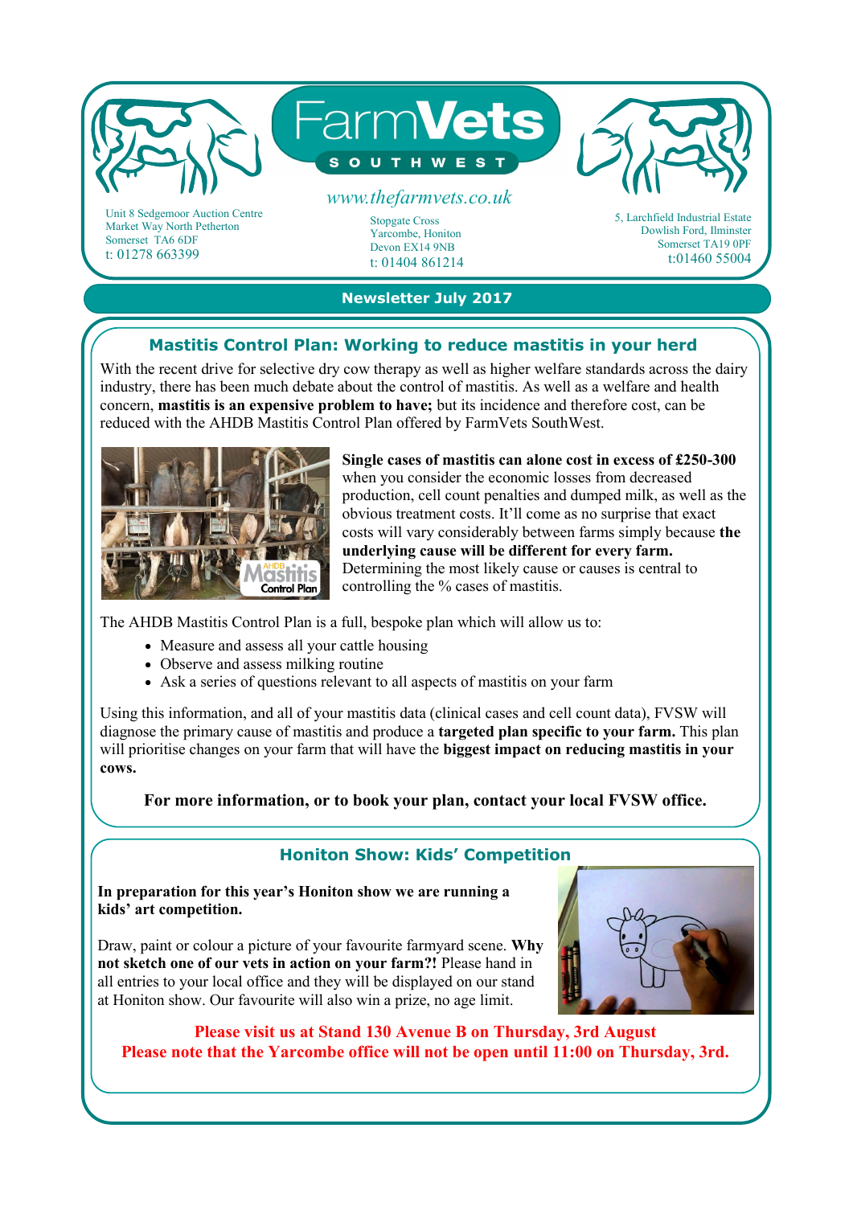# FarmVets SOUTHWEST

www.thefarmvets.co.uk

Unit 8 Sedgemoor Auction Centre
Market Way North Petherton
Somerset TA6 6DF
t: 01278 663399

Stopgate Cross
Yarcombe, Honiton
Devon EX14 9NB
t: 01404 861214

5, Larchfield Industrial Estate
Dowlish Ford, Ilminster
Somerset TA19 0PF
t:01460 55004

**Newsletter July 2017**

## Mastitis Control Plan: Working to reduce mastitis in your herd

With the recent drive for selective dry cow therapy as well as higher welfare standards across the dairy industry, there has been much debate about the control of mastitis. As well as a welfare and health concern, **mastitis is an expensive problem to have;** but its incidence and therefore cost, can be reduced with the AHDB Mastitis Control Plan offered by FarmVets SouthWest.

**Single cases of mastitis can alone cost in excess of £250-300** when you consider the economic losses from decreased production, cell count penalties and dumped milk, as well as the obvious treatment costs. It'll come as no surprise that exact costs will vary considerably between farms simply because **the underlying cause will be different for every farm.** Determining the most likely cause or causes is central to controlling the % cases of mastitis.

The AHDB Mastitis Control Plan is a full, bespoke plan which will allow us to:

- Measure and assess all your cattle housing
- Observe and assess milking routine
- Ask a series of questions relevant to all aspects of mastitis on your farm

Using this information, and all of your mastitis data (clinical cases and cell count data), FVSW will diagnose the primary cause of mastitis and produce a **targeted plan specific to your farm.** This plan will prioritise changes on your farm that will have the **biggest impact on reducing mastitis in your cows.**

**For more information, or to book your plan, contact your local FVSW office.**

## Honiton Show: Kids' Competition

**In preparation for this year's Honiton show we are running a kids' art competition.**

Draw, paint or colour a picture of your favourite farmyard scene. **Why not sketch one of our vets in action on your farm?!** Please hand in all entries to your local office and they will be displayed on our stand at Honiton show. Our favourite will also win a prize, no age limit.

**Please visit us at Stand 130 Avenue B on Thursday, 3rd August**
**Please note that the Yarcombe office will not be open until 11:00 on Thursday, 3rd.**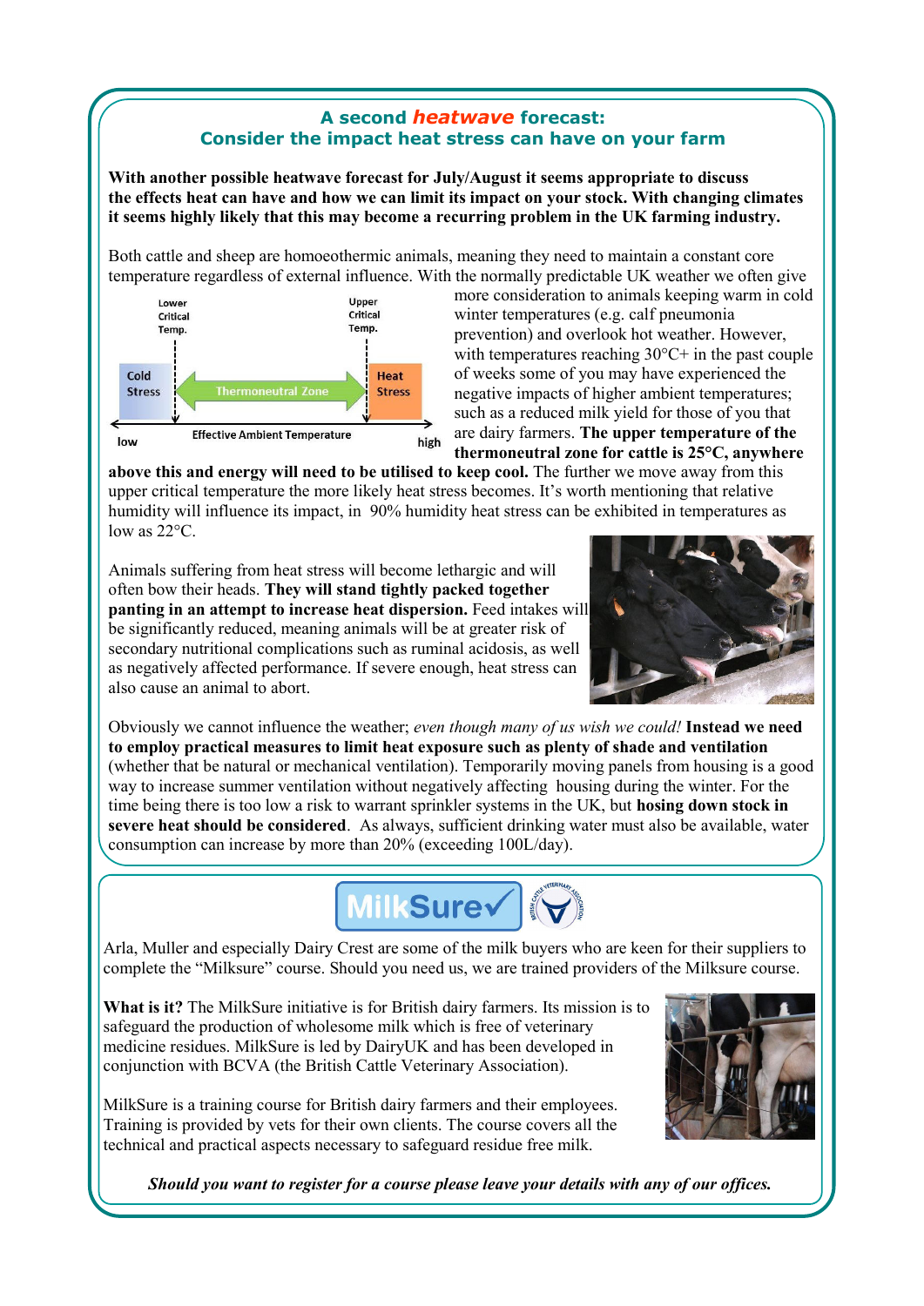## A second *heatwave* forecast:
## Consider the impact heat stress can have on your farm

**With another possible heatwave forecast for July/August it seems appropriate to discuss the effects heat can have and how we can limit its impact on your stock. With changing climates it seems highly likely that this may become a recurring problem in the UK farming industry.**

Both cattle and sheep are homoeothermic animals, meaning they need to maintain a constant core temperature regardless of external influence. With the normally predictable UK weather we often give more consideration to animals keeping warm in cold winter temperatures (e.g. calf pneumonia prevention) and overlook hot weather. However, with temperatures reaching 30°C+ in the past couple of weeks some of you may have experienced the negative impacts of higher ambient temperatures; such as a reduced milk yield for those of you that are dairy farmers. **The upper temperature of the thermoneutral zone for cattle is 25°C, anywhere above this and energy will need to be utilised to keep cool.** The further we move away from this upper critical temperature the more likely heat stress becomes. It's worth mentioning that relative humidity will influence its impact, in 90% humidity heat stress can be exhibited in temperatures as low as 22°C.

Lower Critical Temp.
Upper Critical Temp.
Cold Stress
Thermoneutral Zone
Heat Stress
low
Effective Ambient Temperature
high

Animals suffering from heat stress will become lethargic and will often bow their heads. **They will stand tightly packed together panting in an attempt to increase heat dispersion.** Feed intakes will be significantly reduced, meaning animals will be at greater risk of secondary nutritional complications such as ruminal acidosis, as well as negatively affected performance. If severe enough, heat stress can also cause an animal to abort.

Obviously we cannot influence the weather; *even though many of us wish we could!* **Instead we need to employ practical measures to limit heat exposure such as plenty of shade and ventilation** (whether that be natural or mechanical ventilation). Temporarily moving panels from housing is a good way to increase summer ventilation without negatively affecting housing during the winter. For the time being there is too low a risk to warrant sprinkler systems in the UK, but **hosing down stock in severe heat should be considered**. As always, sufficient drinking water must also be available, water consumption can increase by more than 20% (exceeding 100L/day).

## MilkSure

Arla, Muller and especially Dairy Crest are some of the milk buyers who are keen for their suppliers to complete the "Milksure" course. Should you need us, we are trained providers of the Milksure course.

**What is it?** The MilkSure initiative is for British dairy farmers. Its mission is to safeguard the production of wholesome milk which is free of veterinary medicine residues. MilkSure is led by DairyUK and has been developed in conjunction with BCVA (the British Cattle Veterinary Association).

MilkSure is a training course for British dairy farmers and their employees. Training is provided by vets for their own clients. The course covers all the technical and practical aspects necessary to safeguard residue free milk.

***Should you want to register for a course please leave your details with any of our offices.***